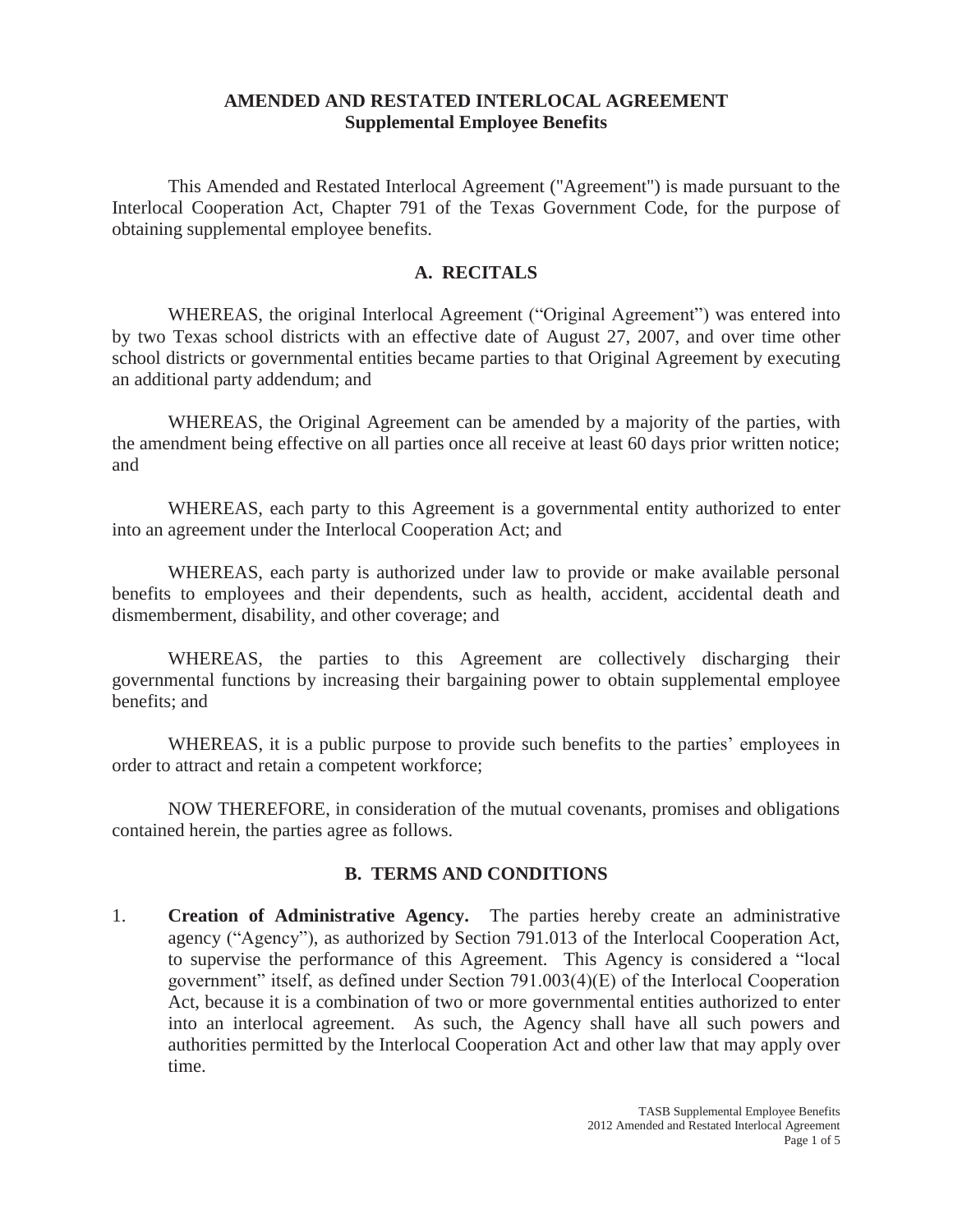# AMENDED AND RESTATED INTERLOCAL AGREEMENT
## Supplemental Employee Benefits

This Amended and Restated Interlocal Agreement ("Agreement") is made pursuant to the Interlocal Cooperation Act, Chapter 791 of the Texas Government Code, for the purpose of obtaining supplemental employee benefits.

## A. RECITALS

WHEREAS, the original Interlocal Agreement ("Original Agreement") was entered into by two Texas school districts with an effective date of August 27, 2007, and over time other school districts or governmental entities became parties to that Original Agreement by executing an additional party addendum; and

WHEREAS, the Original Agreement can be amended by a majority of the parties, with the amendment being effective on all parties once all receive at least 60 days prior written notice; and

WHEREAS, each party to this Agreement is a governmental entity authorized to enter into an agreement under the Interlocal Cooperation Act; and

WHEREAS, each party is authorized under law to provide or make available personal benefits to employees and their dependents, such as health, accident, accidental death and dismemberment, disability, and other coverage; and

WHEREAS, the parties to this Agreement are collectively discharging their governmental functions by increasing their bargaining power to obtain supplemental employee benefits; and

WHEREAS, it is a public purpose to provide such benefits to the parties' employees in order to attract and retain a competent workforce;

NOW THEREFORE, in consideration of the mutual covenants, promises and obligations contained herein, the parties agree as follows.

## B. TERMS AND CONDITIONS

1. **Creation of Administrative Agency.** The parties hereby create an administrative agency ("Agency"), as authorized by Section 791.013 of the Interlocal Cooperation Act, to supervise the performance of this Agreement. This Agency is considered a "local government" itself, as defined under Section 791.003(4)(E) of the Interlocal Cooperation Act, because it is a combination of two or more governmental entities authorized to enter into an interlocal agreement. As such, the Agency shall have all such powers and authorities permitted by the Interlocal Cooperation Act and other law that may apply over time.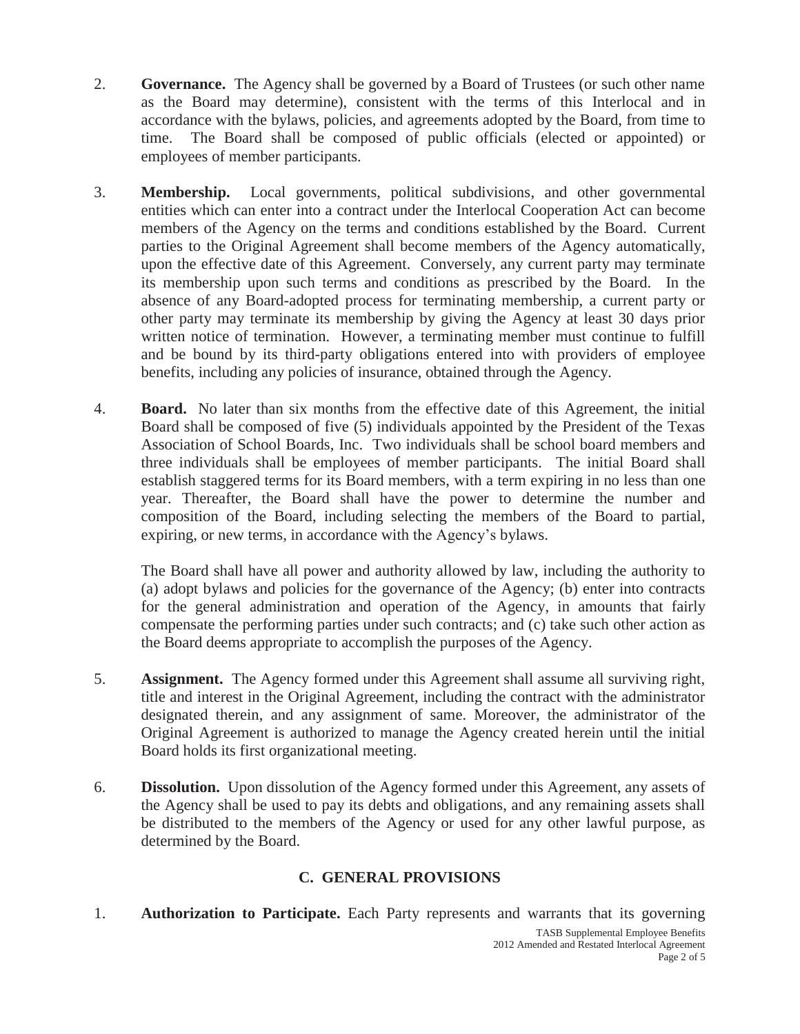2. **Governance.** The Agency shall be governed by a Board of Trustees (or such other name as the Board may determine), consistent with the terms of this Interlocal and in accordance with the bylaws, policies, and agreements adopted by the Board, from time to time. The Board shall be composed of public officials (elected or appointed) or employees of member participants.

3. **Membership.** Local governments, political subdivisions, and other governmental entities which can enter into a contract under the Interlocal Cooperation Act can become members of the Agency on the terms and conditions established by the Board. Current parties to the Original Agreement shall become members of the Agency automatically, upon the effective date of this Agreement. Conversely, any current party may terminate its membership upon such terms and conditions as prescribed by the Board. In the absence of any Board-adopted process for terminating membership, a current party or other party may terminate its membership by giving the Agency at least 30 days prior written notice of termination. However, a terminating member must continue to fulfill and be bound by its third-party obligations entered into with providers of employee benefits, including any policies of insurance, obtained through the Agency.

4. **Board.** No later than six months from the effective date of this Agreement, the initial Board shall be composed of five (5) individuals appointed by the President of the Texas Association of School Boards, Inc. Two individuals shall be school board members and three individuals shall be employees of member participants. The initial Board shall establish staggered terms for its Board members, with a term expiring in no less than one year. Thereafter, the Board shall have the power to determine the number and composition of the Board, including selecting the members of the Board to partial, expiring, or new terms, in accordance with the Agency's bylaws.

   The Board shall have all power and authority allowed by law, including the authority to (a) adopt bylaws and policies for the governance of the Agency; (b) enter into contracts for the general administration and operation of the Agency, in amounts that fairly compensate the performing parties under such contracts; and (c) take such other action as the Board deems appropriate to accomplish the purposes of the Agency.

5. **Assignment.** The Agency formed under this Agreement shall assume all surviving right, title and interest in the Original Agreement, including the contract with the administrator designated therein, and any assignment of same. Moreover, the administrator of the Original Agreement is authorized to manage the Agency created herein until the initial Board holds its first organizational meeting.

6. **Dissolution.** Upon dissolution of the Agency formed under this Agreement, any assets of the Agency shall be used to pay its debts and obligations, and any remaining assets shall be distributed to the members of the Agency or used for any other lawful purpose, as determined by the Board.

## C. GENERAL PROVISIONS

1. **Authorization to Participate.** Each Party represents and warrants that its governing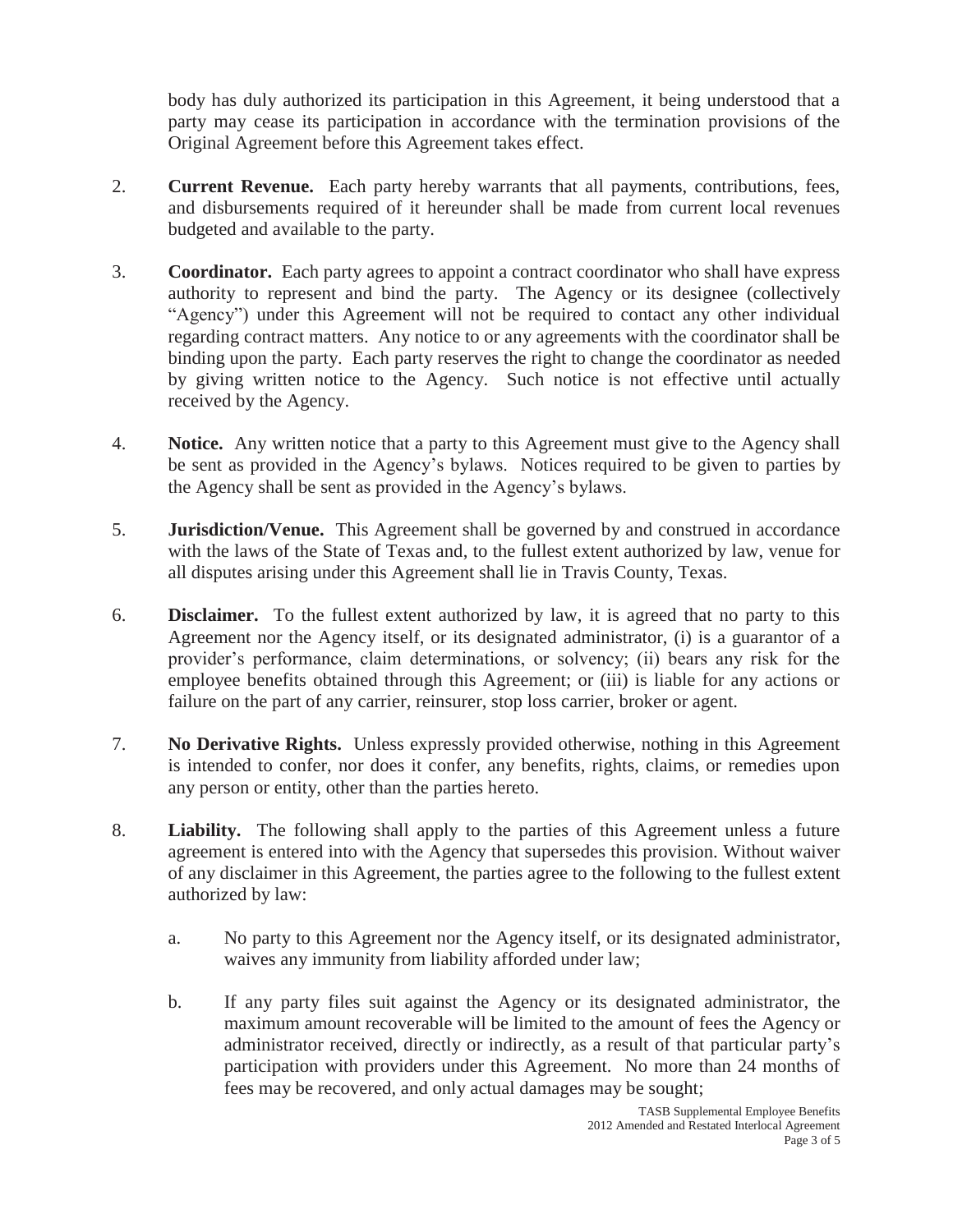body has duly authorized its participation in this Agreement, it being understood that a party may cease its participation in accordance with the termination provisions of the Original Agreement before this Agreement takes effect.

2. **Current Revenue.** Each party hereby warrants that all payments, contributions, fees, and disbursements required of it hereunder shall be made from current local revenues budgeted and available to the party.

3. **Coordinator.** Each party agrees to appoint a contract coordinator who shall have express authority to represent and bind the party. The Agency or its designee (collectively "Agency") under this Agreement will not be required to contact any other individual regarding contract matters. Any notice to or any agreements with the coordinator shall be binding upon the party. Each party reserves the right to change the coordinator as needed by giving written notice to the Agency. Such notice is not effective until actually received by the Agency.

4. **Notice.** Any written notice that a party to this Agreement must give to the Agency shall be sent as provided in the Agency's bylaws. Notices required to be given to parties by the Agency shall be sent as provided in the Agency's bylaws.

5. **Jurisdiction/Venue.** This Agreement shall be governed by and construed in accordance with the laws of the State of Texas and, to the fullest extent authorized by law, venue for all disputes arising under this Agreement shall lie in Travis County, Texas.

6. **Disclaimer.** To the fullest extent authorized by law, it is agreed that no party to this Agreement nor the Agency itself, or its designated administrator, (i) is a guarantor of a provider's performance, claim determinations, or solvency; (ii) bears any risk for the employee benefits obtained through this Agreement; or (iii) is liable for any actions or failure on the part of any carrier, reinsurer, stop loss carrier, broker or agent.

7. **No Derivative Rights.** Unless expressly provided otherwise, nothing in this Agreement is intended to confer, nor does it confer, any benefits, rights, claims, or remedies upon any person or entity, other than the parties hereto.

8. **Liability.** The following shall apply to the parties of this Agreement unless a future agreement is entered into with the Agency that supersedes this provision. Without waiver of any disclaimer in this Agreement, the parties agree to the following to the fullest extent authorized by law:

   a. No party to this Agreement nor the Agency itself, or its designated administrator, waives any immunity from liability afforded under law;

   b. If any party files suit against the Agency or its designated administrator, the maximum amount recoverable will be limited to the amount of fees the Agency or administrator received, directly or indirectly, as a result of that particular party's participation with providers under this Agreement. No more than 24 months of fees may be recovered, and only actual damages may be sought;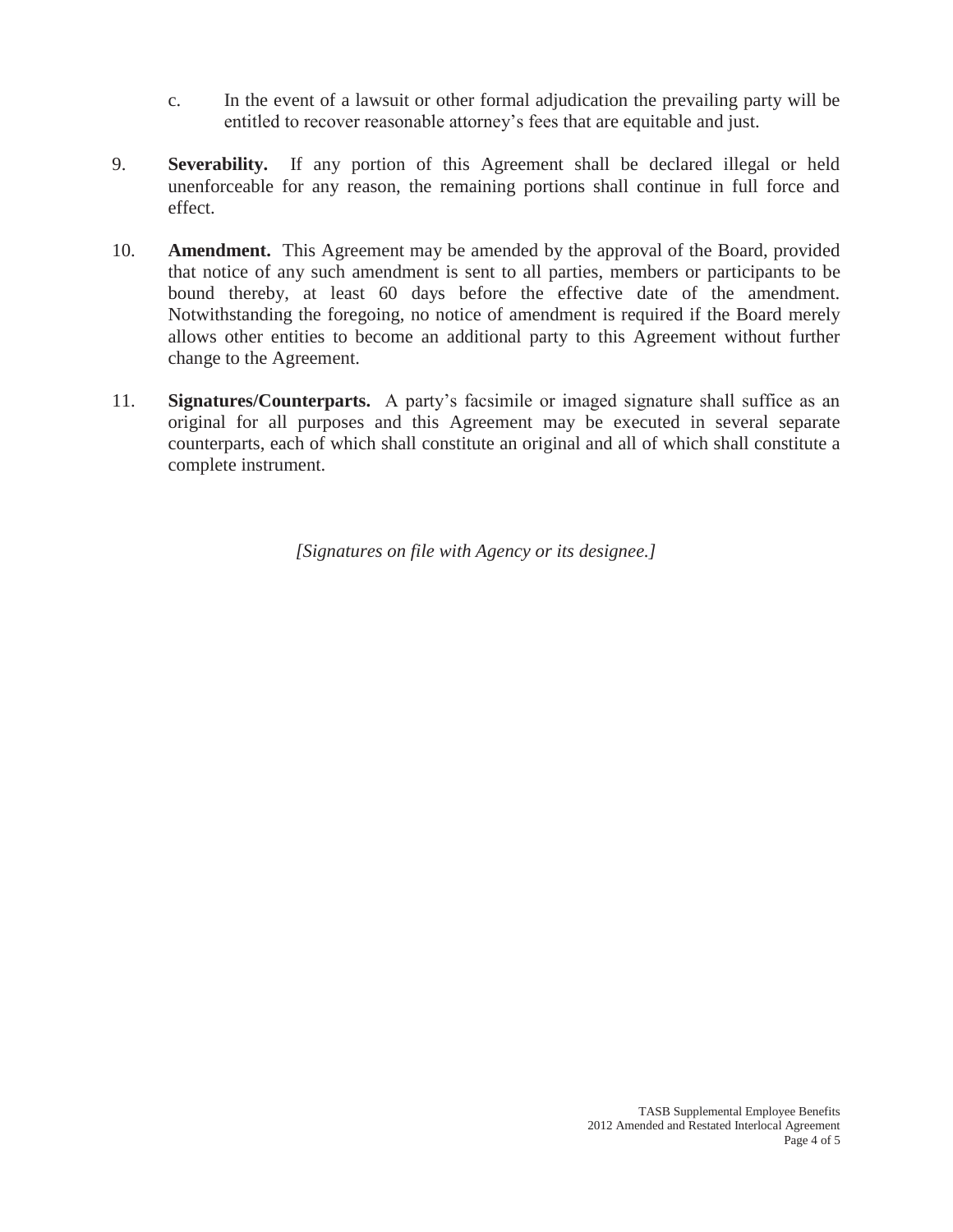c. In the event of a lawsuit or other formal adjudication the prevailing party will be entitled to recover reasonable attorney's fees that are equitable and just.

9. **Severability.** If any portion of this Agreement shall be declared illegal or held unenforceable for any reason, the remaining portions shall continue in full force and effect.

10. **Amendment.** This Agreement may be amended by the approval of the Board, provided that notice of any such amendment is sent to all parties, members or participants to be bound thereby, at least 60 days before the effective date of the amendment. Notwithstanding the foregoing, no notice of amendment is required if the Board merely allows other entities to become an additional party to this Agreement without further change to the Agreement.

11. **Signatures/Counterparts.** A party's facsimile or imaged signature shall suffice as an original for all purposes and this Agreement may be executed in several separate counterparts, each of which shall constitute an original and all of which shall constitute a complete instrument.

*[Signatures on file with Agency or its designee.]*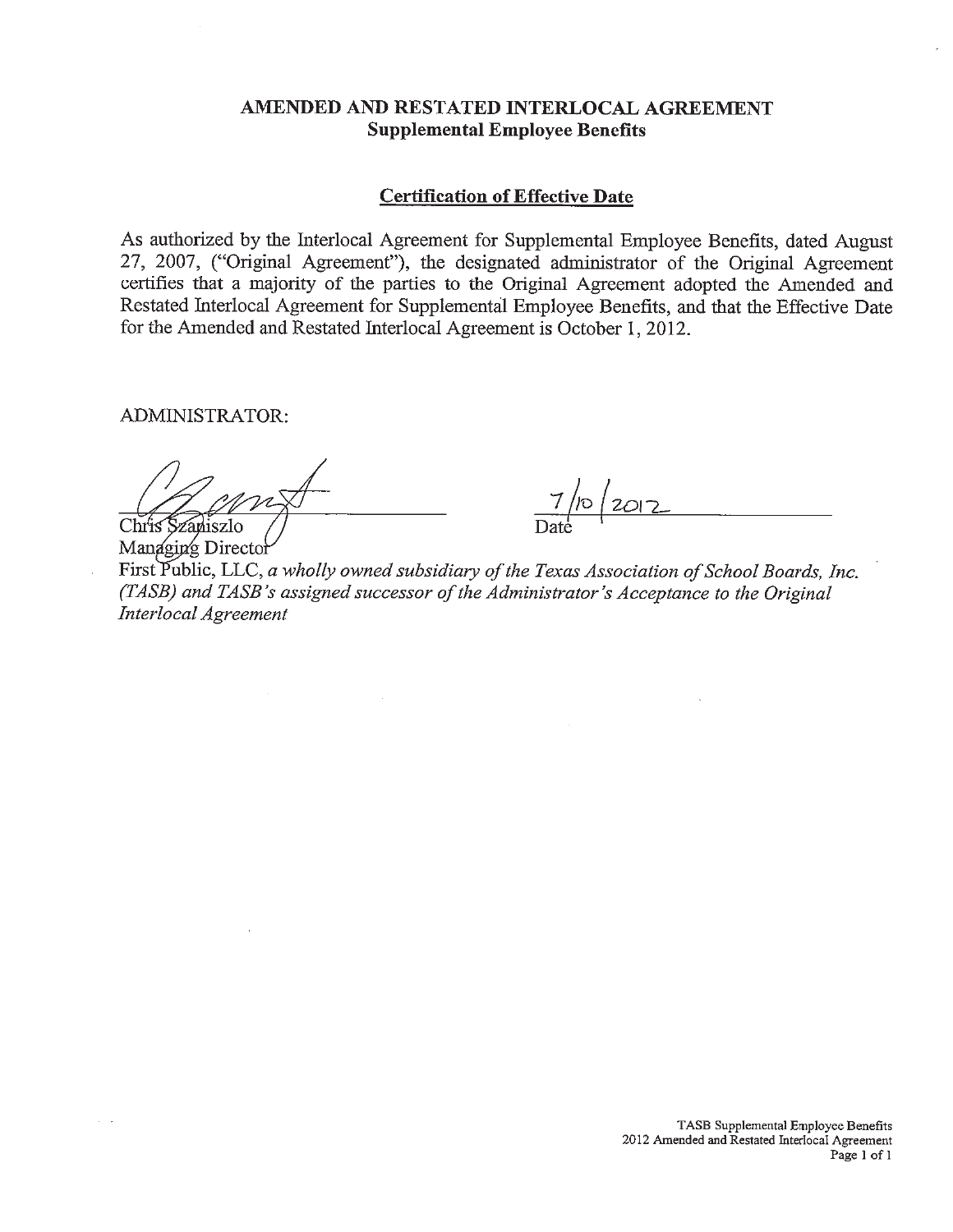**AMENDED AND RESTATED INTERLOCAL AGREEMENT**
**Supplemental Employee Benefits**

**Certification of Effective Date**

As authorized by the Interlocal Agreement for Supplemental Employee Benefits, dated August 27, 2007, ("Original Agreement"), the designated administrator of the Original Agreement certifies that a majority of the parties to the Original Agreement adopted the Amended and Restated Interlocal Agreement for Supplemental Employee Benefits, and that the Effective Date for the Amended and Restated Interlocal Agreement is October 1, 2012.

ADMINISTRATOR:

Chris Szaniszlo
Managing Director
First Public, LLC, *a wholly owned subsidiary of the Texas Association of School Boards, Inc. (TASB) and TASB's assigned successor of the Administrator's Acceptance to the Original Interlocal Agreement*

7/10/2012
Date

TASB Supplemental Employee Benefits
2012 Amended and Restated Interlocal Agreement